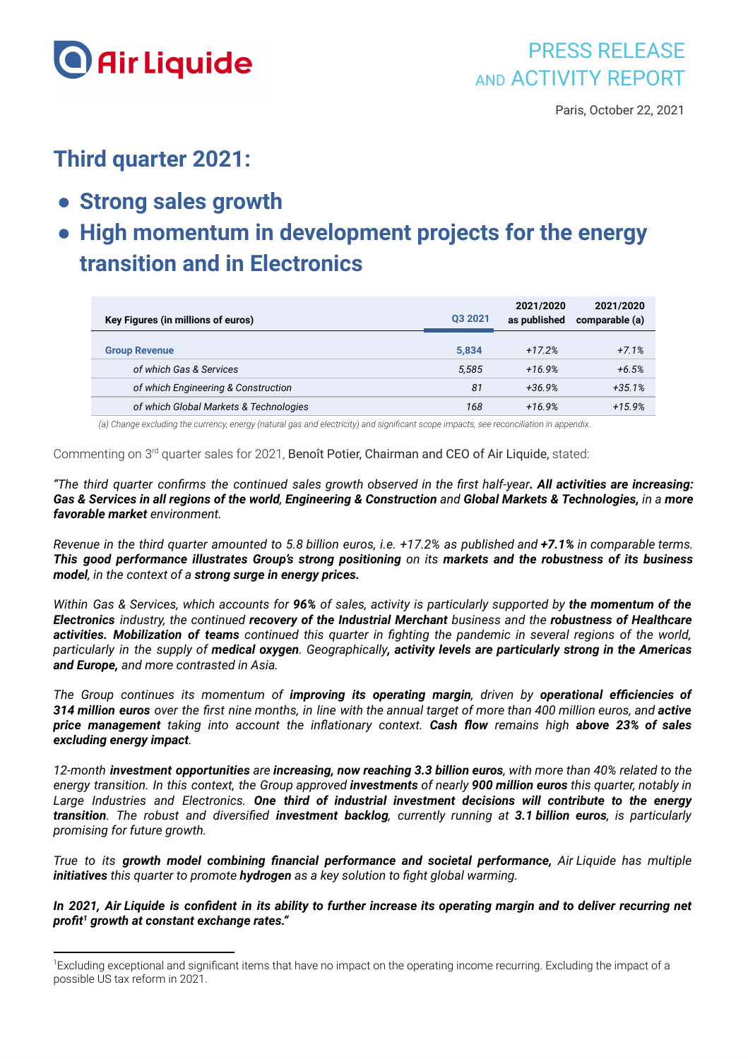Air Liquide

PRESS RELEASE
AND ACTIVITY REPORT

Paris, October 22, 2021

# Third quarter 2021:

- **Strong sales growth**
- **High momentum in development projects for the energy transition and in Electronics**

| Key Figures (in millions of euros) | Q3 2021 | 2021/2020 as published | 2021/2020 comparable (a) |
|---|---|---|---|
| **Group Revenue** | **5,834** | *+17.2%* | *+7.1%* |
| *of which Gas & Services* | *5,585* | *+16.9%* | *+6.5%* |
| *of which Engineering & Construction* | *81* | *+36.9%* | *+35.1%* |
| *of which Global Markets & Technologies* | *168* | *+16.9%* | *+15.9%* |

*(a) Change excluding the currency, energy (natural gas and electricity) and significant scope impacts, see reconciliation in appendix.*

Commenting on 3rd quarter sales for 2021, Benoît Potier, Chairman and CEO of Air Liquide, stated:

*"The third quarter confirms the continued sales growth observed in the first half-year. **All activities are increasing: Gas & Services in all regions of the world, Engineering & Construction** and **Global Markets & Technologies**, in a **more favorable market** environment.*

*Revenue in the third quarter amounted to 5.8 billion euros, i.e. +17.2% as published and **+7.1%** in comparable terms. **This good performance illustrates Group's strong positioning** on its **markets and the robustness of its business model**, in the context of a **strong surge in energy prices.***

*Within Gas & Services, which accounts for **96%** of sales, activity is particularly supported by **the momentum of the Electronics** industry, the continued **recovery of the Industrial Merchant** business and the **robustness of Healthcare activities. Mobilization of teams** continued this quarter in fighting the pandemic in several regions of the world, particularly in the supply of **medical oxygen**. Geographically**, activity levels are particularly strong in the Americas and Europe,** and more contrasted in Asia.*

*The Group continues its momentum of **improving its operating margin**, driven by **operational efficiencies of 314 million euros** over the first nine months, in line with the annual target of more than 400 million euros, and **active price management** taking into account the inflationary context. **Cash flow** remains high **above 23% of sales excluding energy impact**.*

*12-month **investment opportunities** are **increasing, now reaching 3.3 billion euros**, with more than 40% related to the energy transition. In this context, the Group approved **investments** of nearly **900 million euros** this quarter, notably in Large Industries and Electronics. **One third of industrial investment decisions will contribute to the energy transition**. The robust and diversified **investment backlog**, currently running at **3.1 billion euros**, is particularly promising for future growth.*

*True to its **growth model combining financial performance and societal performance,** Air Liquide has multiple **initiatives** this quarter to promote **hydrogen** as a key solution to fight global warming.*

***In 2021, Air Liquide is confident in its ability to further increase its operating margin and to deliver recurring net profit[1] growth at constant exchange rates."***

---

[1]Excluding exceptional and significant items that have no impact on the operating income recurring. Excluding the impact of a possible US tax reform in 2021.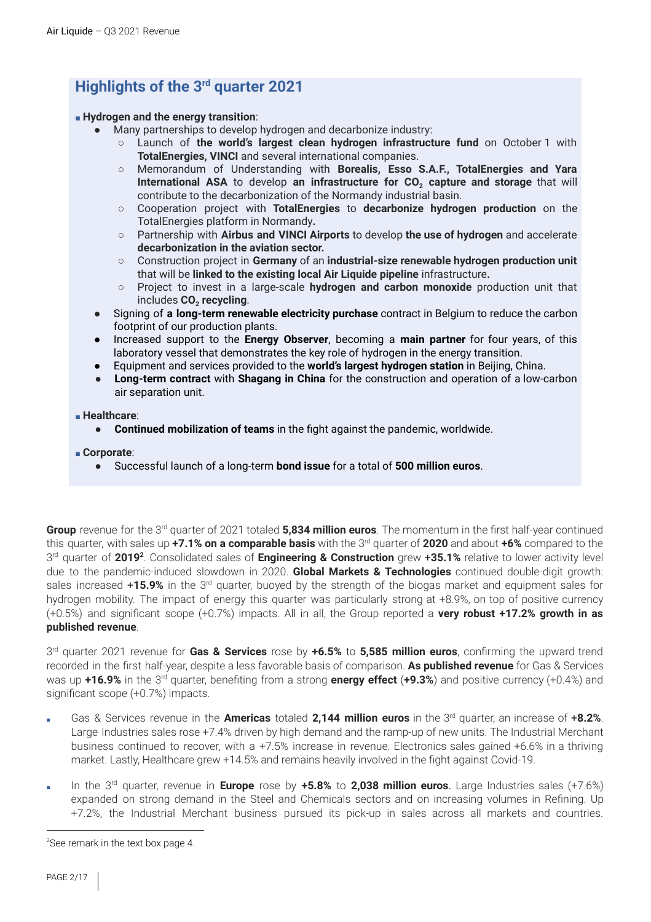## Highlights of the 3rd quarter 2021

■ **Hydrogen and the energy transition**:

- Many partnerships to develop hydrogen and decarbonize industry:
  - Launch of **the world's largest clean hydrogen infrastructure fund** on October 1 with **TotalEnergies, VINCI** and several international companies.
  - Memorandum of Understanding with **Borealis, Esso S.A.F., TotalEnergies and Yara International ASA** to develop **an infrastructure for $CO_2$ capture and storage** that will contribute to the decarbonization of the Normandy industrial basin.
  - Cooperation project with **TotalEnergies** to **decarbonize hydrogen production** on the TotalEnergies platform in Normandy**.**
  - Partnership with **Airbus and VINCI Airports** to develop **the use of hydrogen** and accelerate **decarbonization in the aviation sector.**
  - Construction project in **Germany** of an **industrial-size renewable hydrogen production unit** that will be **linked to the existing local Air Liquide pipeline** infrastructure**.**
  - Project to invest in a large-scale **hydrogen and carbon monoxide** production unit that includes **$CO_2$ recycling**.
- Signing of **a long-term renewable electricity purchase** contract in Belgium to reduce the carbon footprint of our production plants.
- Increased support to the **Energy Observer**, becoming a **main partner** for four years, of this laboratory vessel that demonstrates the key role of hydrogen in the energy transition.
- Equipment and services provided to the **world's largest hydrogen station** in Beijing, China.
- **Long-term contract** with **Shagang in China** for the construction and operation of a low-carbon air separation unit.

■ **Healthcare**:

- **Continued mobilization of teams** in the fight against the pandemic, worldwide.

■ **Corporate**:

- Successful launch of a long-term **bond issue** for a total of **500 million euros**.

**Group** revenue for the 3rd quarter of 2021 totaled **5,834 million euros**. The momentum in the first half-year continued this quarter, with sales up **+7.1% on a comparable basis** with the 3rd quarter of **2020** and about **+6%** compared to the 3rd quarter of **2019**[2]. Consolidated sales of **Engineering & Construction** grew **+35.1%** relative to lower activity level due to the pandemic-induced slowdown in 2020. **Global Markets & Technologies** continued double-digit growth: sales increased **+15.9%** in the 3rd quarter, buoyed by the strength of the biogas market and equipment sales for hydrogen mobility. The impact of energy this quarter was particularly strong at +8.9%, on top of positive currency (+0.5%) and significant scope (+0.7%) impacts. All in all, the Group reported a **very robust +17.2% growth in as published revenue**.

3rd quarter 2021 revenue for **Gas & Services** rose by **+6.5%** to **5,585 million euros**, confirming the upward trend recorded in the first half-year, despite a less favorable basis of comparison. **As published revenue** for Gas & Services was up **+16.9%** in the 3rd quarter, benefiting from a strong **energy effect** (**+9.3%**) and positive currency (+0.4%) and significant scope (+0.7%) impacts.

- Gas & Services revenue in the **Americas** totaled **2,144 million euros** in the 3rd quarter, an increase of **+8.2%**. Large Industries sales rose +7.4% driven by high demand and the ramp-up of new units. The Industrial Merchant business continued to recover, with a +7.5% increase in revenue. Electronics sales gained +6.6% in a thriving market. Lastly, Healthcare grew +14.5% and remains heavily involved in the fight against Covid-19.
- In the 3rd quarter, revenue in **Europe** rose by **+5.8%** to **2,038 million euros**. Large Industries sales (+7.6%) expanded on strong demand in the Steel and Chemicals sectors and on increasing volumes in Refining. Up +7.2%, the Industrial Merchant business pursued its pick-up in sales across all markets and countries.

[2] See remark in the text box page 4.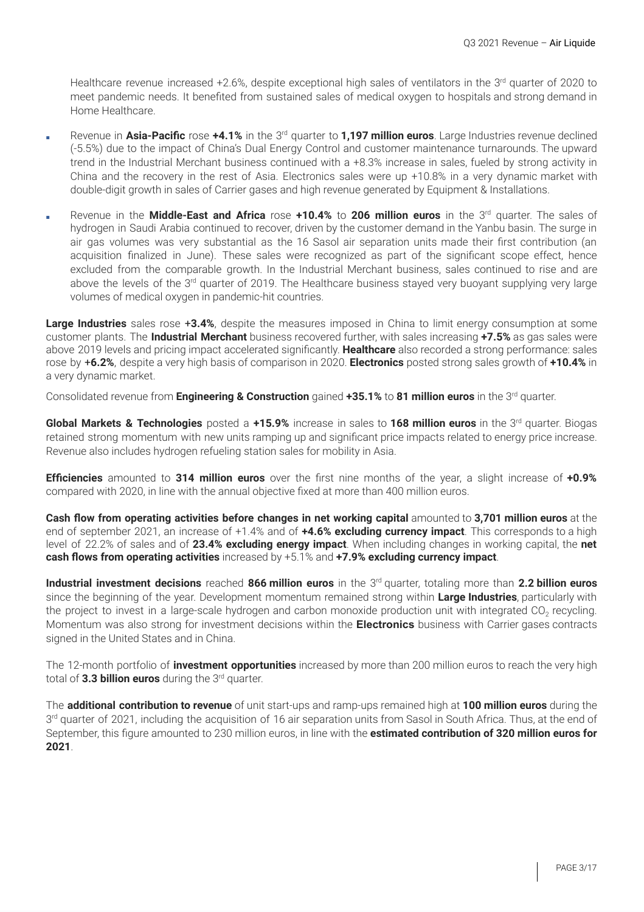Healthcare revenue increased +2.6%, despite exceptional high sales of ventilators in the 3rd quarter of 2020 to meet pandemic needs. It benefited from sustained sales of medical oxygen to hospitals and strong demand in Home Healthcare.

- Revenue in **Asia-Pacific** rose **+4.1%** in the 3rd quarter to **1,197 million euros**. Large Industries revenue declined (-5.5%) due to the impact of China's Dual Energy Control and customer maintenance turnarounds. The upward trend in the Industrial Merchant business continued with a +8.3% increase in sales, fueled by strong activity in China and the recovery in the rest of Asia. Electronics sales were up +10.8% in a very dynamic market with double-digit growth in sales of Carrier gases and high revenue generated by Equipment & Installations.
- Revenue in the **Middle-East and Africa** rose **+10.4%** to **206 million euros** in the 3rd quarter. The sales of hydrogen in Saudi Arabia continued to recover, driven by the customer demand in the Yanbu basin. The surge in air gas volumes was very substantial as the 16 Sasol air separation units made their first contribution (an acquisition finalized in June). These sales were recognized as part of the significant scope effect, hence excluded from the comparable growth. In the Industrial Merchant business, sales continued to rise and are above the levels of the 3rd quarter of 2019. The Healthcare business stayed very buoyant supplying very large volumes of medical oxygen in pandemic-hit countries.

**Large Industries** sales rose **+3.4%**, despite the measures imposed in China to limit energy consumption at some customer plants. The **Industrial Merchant** business recovered further, with sales increasing **+7.5%** as gas sales were above 2019 levels and pricing impact accelerated significantly. **Healthcare** also recorded a strong performance: sales rose by **+6.2%**, despite a very high basis of comparison in 2020. **Electronics** posted strong sales growth of **+10.4%** in a very dynamic market.

Consolidated revenue from **Engineering & Construction** gained **+35.1%** to **81 million euros** in the 3rd quarter.

**Global Markets & Technologies** posted a **+15.9%** increase in sales to **168 million euros** in the 3rd quarter. Biogas retained strong momentum with new units ramping up and significant price impacts related to energy price increase. Revenue also includes hydrogen refueling station sales for mobility in Asia.

**Efficiencies** amounted to **314 million euros** over the first nine months of the year, a slight increase of **+0.9%** compared with 2020, in line with the annual objective fixed at more than 400 million euros.

**Cash flow from operating activities before changes in net working capital** amounted to **3,701 million euros** at the end of september 2021, an increase of +1.4% and of **+4.6% excluding currency impact**. This corresponds to a high level of 22.2% of sales and of **23.4% excluding energy impact**. When including changes in working capital, the **net cash flows from operating activities** increased by +5.1% and **+7.9% excluding currency impact**.

**Industrial investment decisions** reached **866 million euros** in the 3rd quarter, totaling more than **2.2 billion euros** since the beginning of the year. Development momentum remained strong within **Large Industries**, particularly with the project to invest in a large-scale hydrogen and carbon monoxide production unit with integrated $CO_2$ recycling. Momentum was also strong for investment decisions within the **Electronics** business with Carrier gases contracts signed in the United States and in China.

The 12-month portfolio of **investment opportunities** increased by more than 200 million euros to reach the very high total of **3.3 billion euros** during the 3rd quarter.

The **additional contribution to revenue** of unit start-ups and ramp-ups remained high at **100 million euros** during the 3rd quarter of 2021, including the acquisition of 16 air separation units from Sasol in South Africa. Thus, at the end of September, this figure amounted to 230 million euros, in line with the **estimated contribution of 320 million euros for 2021**.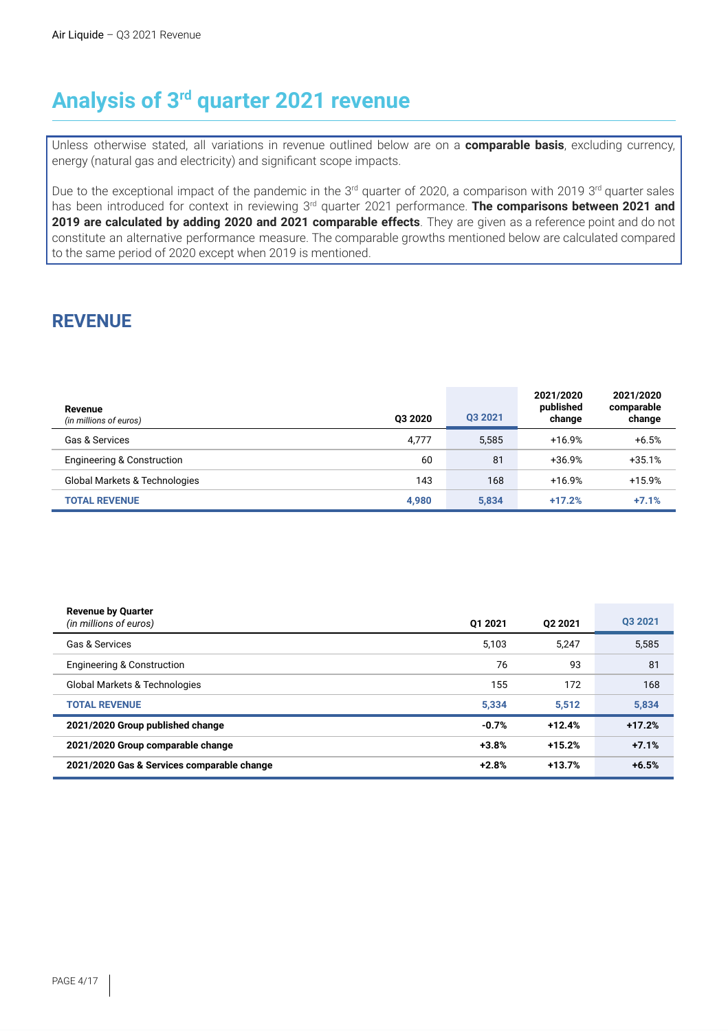# Analysis of 3rd quarter 2021 revenue

Unless otherwise stated, all variations in revenue outlined below are on a **comparable basis**, excluding currency, energy (natural gas and electricity) and significant scope impacts.

Due to the exceptional impact of the pandemic in the 3rd quarter of 2020, a comparison with 2019 3rd quarter sales has been introduced for context in reviewing 3rd quarter 2021 performance. **The comparisons between 2021 and 2019 are calculated by adding 2020 and 2021 comparable effects**. They are given as a reference point and do not constitute an alternative performance measure. The comparable growths mentioned below are calculated compared to the same period of 2020 except when 2019 is mentioned.

## REVENUE

| **Revenue** *(in millions of euros)* | Q3 2020 | Q3 2021 | 2021/2020 published change | 2021/2020 comparable change |
|---|---|---|---|---|
| Gas & Services | 4,777 | 5,585 | +16.9% | +6.5% |
| Engineering & Construction | 60 | 81 | +36.9% | +35.1% |
| Global Markets & Technologies | 143 | 168 | +16.9% | +15.9% |
| **TOTAL REVENUE** | **4,980** | **5,834** | **+17.2%** | **+7.1%** |

| **Revenue by Quarter** *(in millions of euros)* | Q1 2021 | Q2 2021 | Q3 2021 |
|---|---|---|---|
| Gas & Services | 5,103 | 5,247 | 5,585 |
| Engineering & Construction | 76 | 93 | 81 |
| Global Markets & Technologies | 155 | 172 | 168 |
| **TOTAL REVENUE** | **5,334** | **5,512** | **5,834** |
| **2021/2020 Group published change** | **-0.7%** | **+12.4%** | **+17.2%** |
| **2021/2020 Group comparable change** | **+3.8%** | **+15.2%** | **+7.1%** |
| **2021/2020 Gas & Services comparable change** | **+2.8%** | **+13.7%** | **+6.5%** |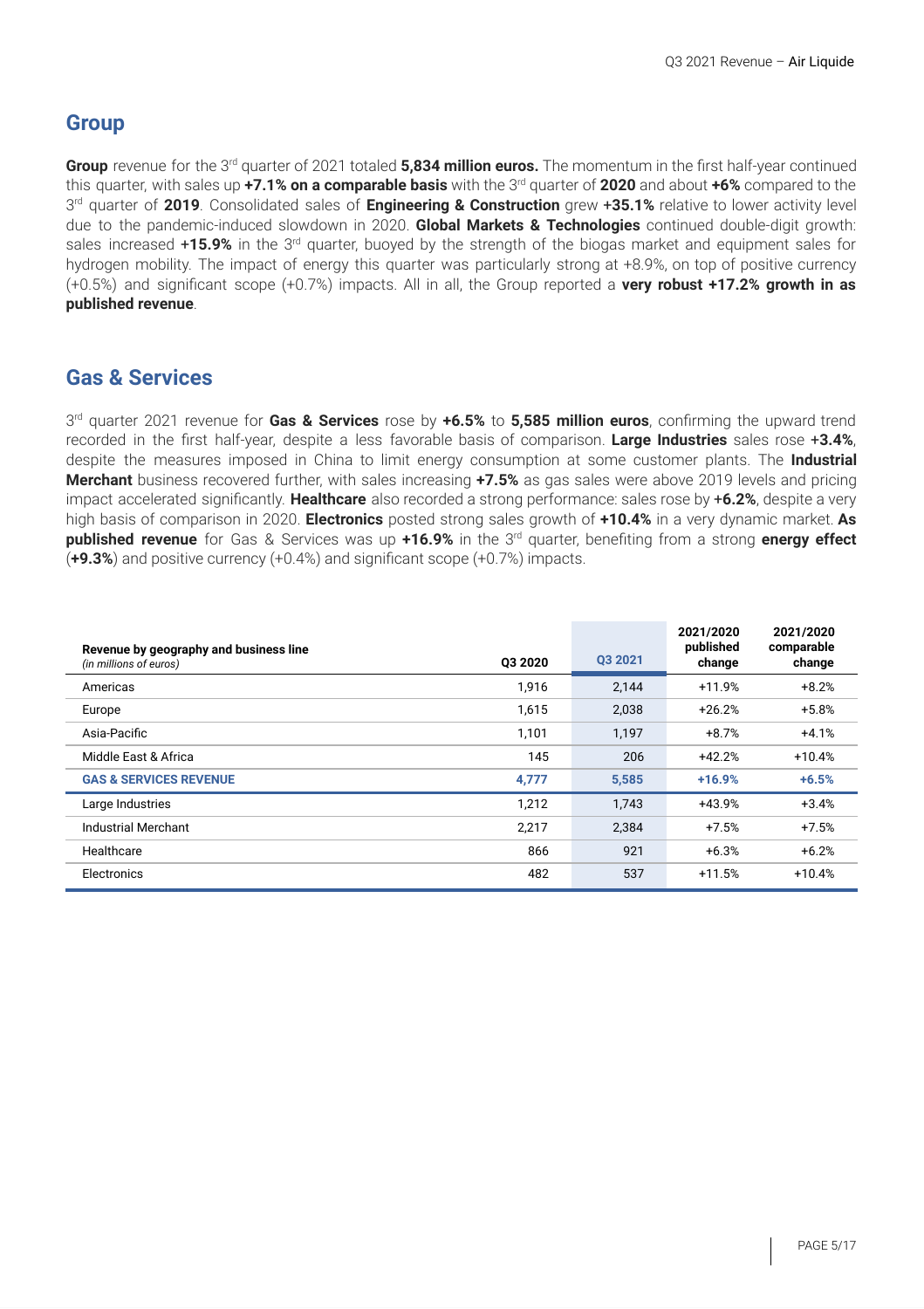## Group

**Group** revenue for the 3rd quarter of 2021 totaled **5,834 million euros.** The momentum in the first half-year continued this quarter, with sales up **+7.1% on a comparable basis** with the 3rd quarter of **2020** and about **+6%** compared to the 3rd quarter of **2019**. Consolidated sales of **Engineering & Construction** grew **+35.1%** relative to lower activity level due to the pandemic-induced slowdown in 2020. **Global Markets & Technologies** continued double-digit growth: sales increased **+15.9%** in the 3rd quarter, buoyed by the strength of the biogas market and equipment sales for hydrogen mobility. The impact of energy this quarter was particularly strong at +8.9%, on top of positive currency (+0.5%) and significant scope (+0.7%) impacts. All in all, the Group reported a **very robust +17.2% growth in as published revenue**.

## Gas & Services

3rd quarter 2021 revenue for **Gas & Services** rose by **+6.5%** to **5,585 million euros**, confirming the upward trend recorded in the first half-year, despite a less favorable basis of comparison. **Large Industries** sales rose **+3.4%**, despite the measures imposed in China to limit energy consumption at some customer plants. The **Industrial Merchant** business recovered further, with sales increasing **+7.5%** as gas sales were above 2019 levels and pricing impact accelerated significantly. **Healthcare** also recorded a strong performance: sales rose by **+6.2%**, despite a very high basis of comparison in 2020. **Electronics** posted strong sales growth of **+10.4%** in a very dynamic market. **As published revenue** for Gas & Services was up **+16.9%** in the 3rd quarter, benefiting from a strong **energy effect** (**+9.3%**) and positive currency (+0.4%) and significant scope (+0.7%) impacts.

| **Revenue by geography and business line** *(in millions of euros)* | Q3 2020 | Q3 2021 | 2021/2020 published change | 2021/2020 comparable change |
|---|---|---|---|---|
| Americas | 1,916 | 2,144 | +11.9% | +8.2% |
| Europe | 1,615 | 2,038 | +26.2% | +5.8% |
| Asia-Pacific | 1,101 | 1,197 | +8.7% | +4.1% |
| Middle East & Africa | 145 | 206 | +42.2% | +10.4% |
| **GAS & SERVICES REVENUE** | **4,777** | **5,585** | **+16.9%** | **+6.5%** |
| Large Industries | 1,212 | 1,743 | +43.9% | +3.4% |
| Industrial Merchant | 2,217 | 2,384 | +7.5% | +7.5% |
| Healthcare | 866 | 921 | +6.3% | +6.2% |
| Electronics | 482 | 537 | +11.5% | +10.4% |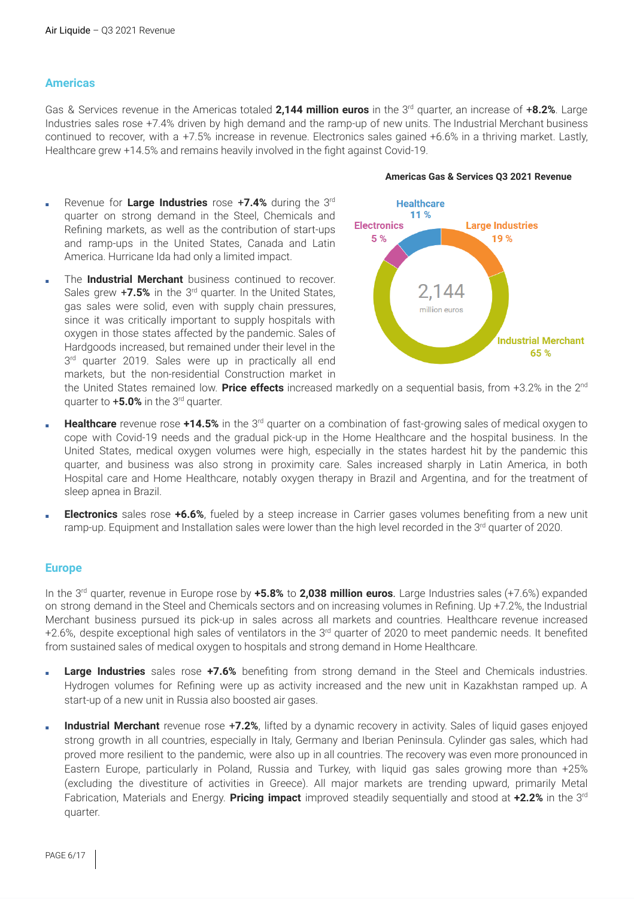## Americas

Gas & Services revenue in the Americas totaled **2,144 million euros** in the 3rd quarter, an increase of **+8.2%**. Large Industries sales rose +7.4% driven by high demand and the ramp-up of new units. The Industrial Merchant business continued to recover, with a +7.5% increase in revenue. Electronics sales gained +6.6% in a thriving market. Lastly, Healthcare grew +14.5% and remains heavily involved in the fight against Covid-19.

**Americas Gas & Services Q3 2021 Revenue**

2,144 million euros

- Healthcare 11 %
- Electronics 5 %
- Large Industries 19 %
- Industrial Merchant 65 %

- Revenue for **Large Industries** rose **+7.4%** during the 3rd quarter on strong demand in the Steel, Chemicals and Refining markets, as well as the contribution of start-ups and ramp-ups in the United States, Canada and Latin America. Hurricane Ida had only a limited impact.
- The **Industrial Merchant** business continued to recover. Sales grew **+7.5%** in the 3rd quarter. In the United States, gas sales were solid, even with supply chain pressures, since it was critically important to supply hospitals with oxygen in those states affected by the pandemic. Sales of Hardgoods increased, but remained under their level in the 3rd quarter 2019. Sales were up in practically all end markets, but the non-residential Construction market in the United States remained low. **Price effects** increased markedly on a sequential basis, from +3.2% in the 2nd quarter to **+5.0%** in the 3rd quarter.
- **Healthcare** revenue rose **+14.5%** in the 3rd quarter on a combination of fast-growing sales of medical oxygen to cope with Covid-19 needs and the gradual pick-up in the Home Healthcare and the hospital business. In the United States, medical oxygen volumes were high, especially in the states hardest hit by the pandemic this quarter, and business was also strong in proximity care. Sales increased sharply in Latin America, in both Hospital care and Home Healthcare, notably oxygen therapy in Brazil and Argentina, and for the treatment of sleep apnea in Brazil.
- **Electronics** sales rose **+6.6%**, fueled by a steep increase in Carrier gases volumes benefiting from a new unit ramp-up. Equipment and Installation sales were lower than the high level recorded in the 3rd quarter of 2020.

## Europe

In the 3rd quarter, revenue in Europe rose by **+5.8%** to **2,038 million euros.** Large Industries sales (+7.6%) expanded on strong demand in the Steel and Chemicals sectors and on increasing volumes in Refining. Up +7.2%, the Industrial Merchant business pursued its pick-up in sales across all markets and countries. Healthcare revenue increased +2.6%, despite exceptional high sales of ventilators in the 3rd quarter of 2020 to meet pandemic needs. It benefited from sustained sales of medical oxygen to hospitals and strong demand in Home Healthcare.

- **Large Industries** sales rose **+7.6%** benefiting from strong demand in the Steel and Chemicals industries. Hydrogen volumes for Refining were up as activity increased and the new unit in Kazakhstan ramped up. A start-up of a new unit in Russia also boosted air gases.
- **Industrial Merchant** revenue rose **+7.2%**, lifted by a dynamic recovery in activity. Sales of liquid gases enjoyed strong growth in all countries, especially in Italy, Germany and Iberian Peninsula. Cylinder gas sales, which had proved more resilient to the pandemic, were also up in all countries. The recovery was even more pronounced in Eastern Europe, particularly in Poland, Russia and Turkey, with liquid gas sales growing more than +25% (excluding the divestiture of activities in Greece). All major markets are trending upward, primarily Metal Fabrication, Materials and Energy. **Pricing impact** improved steadily sequentially and stood at **+2.2%** in the 3rd quarter.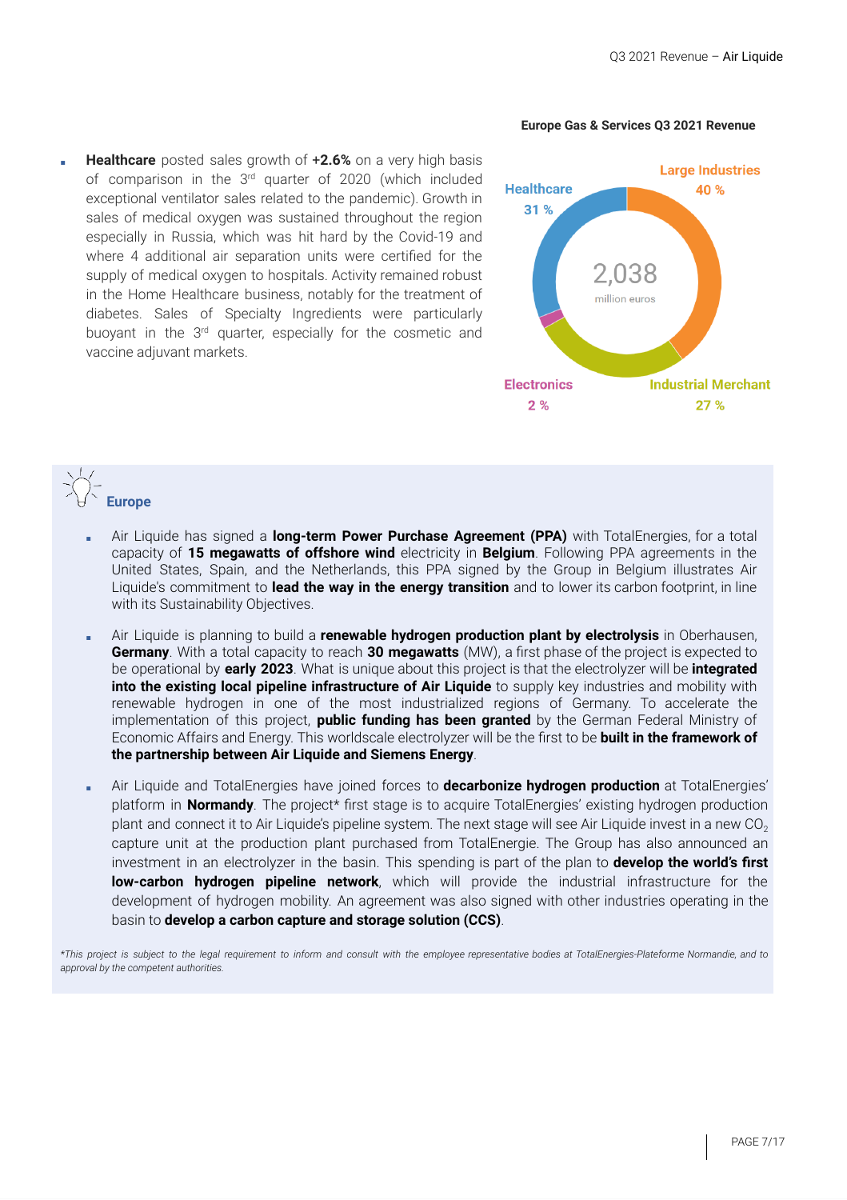- **Healthcare** posted sales growth of **+2.6%** on a very high basis of comparison in the 3rd quarter of 2020 (which included exceptional ventilator sales related to the pandemic). Growth in sales of medical oxygen was sustained throughout the region especially in Russia, which was hit hard by the Covid-19 and where 4 additional air separation units were certified for the supply of medical oxygen to hospitals. Activity remained robust in the Home Healthcare business, notably for the treatment of diabetes. Sales of Specialty Ingredients were particularly buoyant in the 3rd quarter, especially for the cosmetic and vaccine adjuvant markets.

**Europe Gas & Services Q3 2021 Revenue**

2,038 million euros

| Segment | Share |
| --- | --- |
| Large Industries | 40 % |
| Industrial Merchant | 27 % |
| Electronics | 2 % |
| Healthcare | 31 % |

## Europe

- Air Liquide has signed a **long-term Power Purchase Agreement (PPA)** with TotalEnergies, for a total capacity of **15 megawatts of offshore wind** electricity in **Belgium**. Following PPA agreements in the United States, Spain, and the Netherlands, this PPA signed by the Group in Belgium illustrates Air Liquide's commitment to **lead the way in the energy transition** and to lower its carbon footprint, in line with its Sustainability Objectives.

- Air Liquide is planning to build a **renewable hydrogen production plant by electrolysis** in Oberhausen, **Germany**. With a total capacity to reach **30 megawatts** (MW), a first phase of the project is expected to be operational by **early 2023**. What is unique about this project is that the electrolyzer will be **integrated into the existing local pipeline infrastructure of Air Liquide** to supply key industries and mobility with renewable hydrogen in one of the most industrialized regions of Germany. To accelerate the implementation of this project, **public funding has been granted** by the German Federal Ministry of Economic Affairs and Energy. This worldscale electrolyzer will be the first to be **built in the framework of the partnership between Air Liquide and Siemens Energy**.

- Air Liquide and TotalEnergies have joined forces to **decarbonize hydrogen production** at TotalEnergies' platform in **Normandy**. The project* first stage is to acquire TotalEnergies' existing hydrogen production plant and connect it to Air Liquide's pipeline system. The next stage will see Air Liquide invest in a new $CO_2$ capture unit at the production plant purchased from TotalEnergie. The Group has also announced an investment in an electrolyzer in the basin. This spending is part of the plan to **develop the world's first low-carbon hydrogen pipeline network**, which will provide the industrial infrastructure for the development of hydrogen mobility. An agreement was also signed with other industries operating in the basin to **develop a carbon capture and storage solution (CCS)**.

*\*This project is subject to the legal requirement to inform and consult with the employee representative bodies at TotalEnergies-Plateforme Normandie, and to approval by the competent authorities.*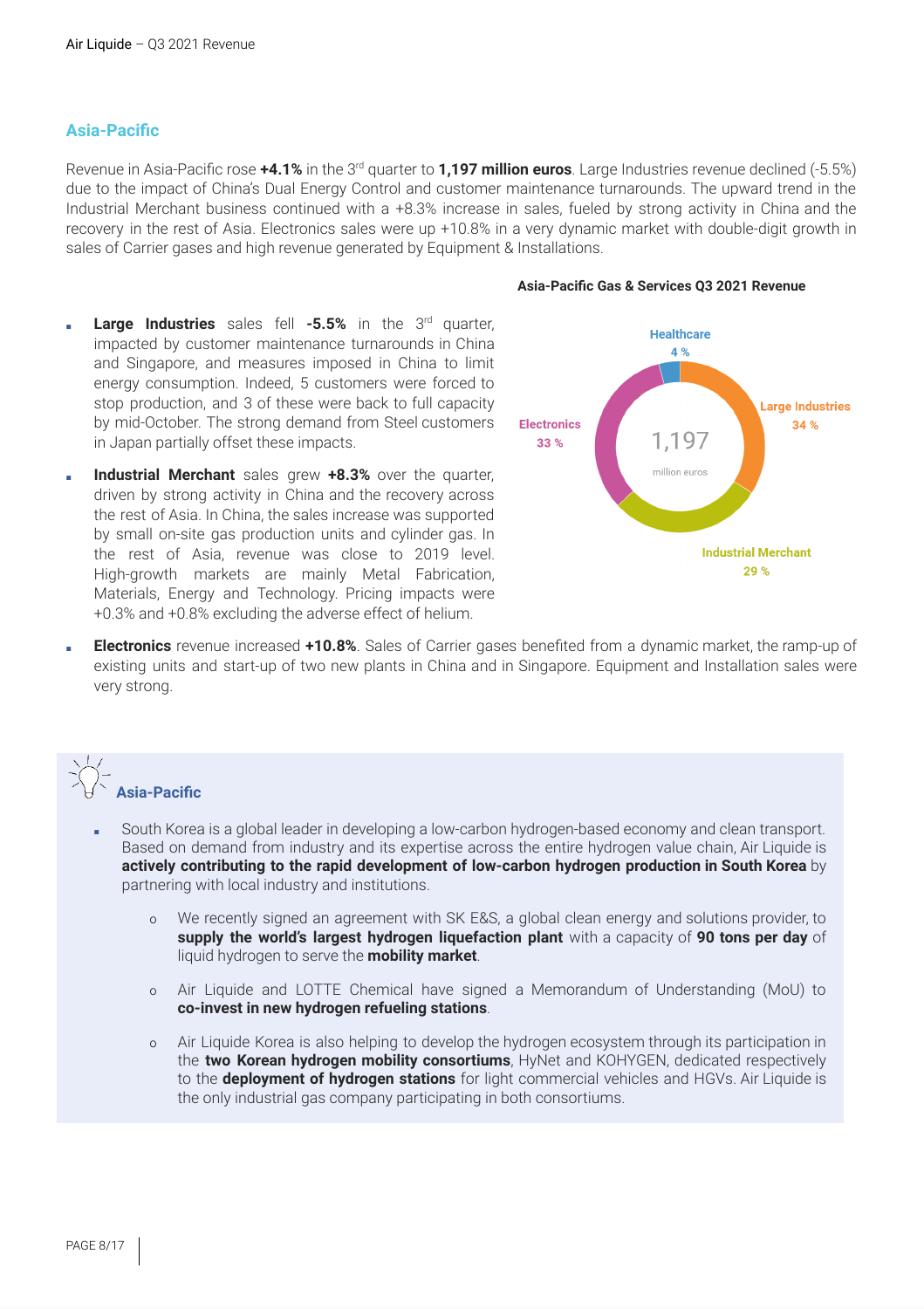## Asia-Pacific

Revenue in Asia-Pacific rose **+4.1%** in the 3rd quarter to **1,197 million euros**. Large Industries revenue declined (-5.5%) due to the impact of China's Dual Energy Control and customer maintenance turnarounds. The upward trend in the Industrial Merchant business continued with a +8.3% increase in sales, fueled by strong activity in China and the recovery in the rest of Asia. Electronics sales were up +10.8% in a very dynamic market with double-digit growth in sales of Carrier gases and high revenue generated by Equipment & Installations.

- **Large Industries** sales fell **-5.5%** in the 3rd quarter, impacted by customer maintenance turnarounds in China and Singapore, and measures imposed in China to limit energy consumption. Indeed, 5 customers were forced to stop production, and 3 of these were back to full capacity by mid-October. The strong demand from Steel customers in Japan partially offset these impacts.
- **Industrial Merchant** sales grew **+8.3%** over the quarter, driven by strong activity in China and the recovery across the rest of Asia. In China, the sales increase was supported by small on-site gas production units and cylinder gas. In the rest of Asia, revenue was close to 2019 level. High-growth markets are mainly Metal Fabrication, Materials, Energy and Technology. Pricing impacts were +0.3% and +0.8% excluding the adverse effect of helium.

**Asia-Pacific Gas & Services Q3 2021 Revenue**

| Segment | Share |
|---|---|
| Large Industries | 34 % |
| Industrial Merchant | 29 % |
| Electronics | 33 % |
| Healthcare | 4 % |
| **Total** | **1,197 million euros** |

- **Electronics** revenue increased **+10.8%**. Sales of Carrier gases benefited from a dynamic market, the ramp-up of existing units and start-up of two new plants in China and in Singapore. Equipment and Installation sales were very strong.

### Asia-Pacific

- South Korea is a global leader in developing a low-carbon hydrogen-based economy and clean transport. Based on demand from industry and its expertise across the entire hydrogen value chain, Air Liquide is **actively contributing to the rapid development of low-carbon hydrogen production in South Korea** by partnering with local industry and institutions.
  - We recently signed an agreement with SK E&S, a global clean energy and solutions provider, to **supply the world's largest hydrogen liquefaction plant** with a capacity of **90 tons per day** of liquid hydrogen to serve the **mobility market**.
  - Air Liquide and LOTTE Chemical have signed a Memorandum of Understanding (MoU) to **co-invest in new hydrogen refueling stations**.
  - Air Liquide Korea is also helping to develop the hydrogen ecosystem through its participation in the **two Korean hydrogen mobility consortiums**, HyNet and KOHYGEN, dedicated respectively to the **deployment of hydrogen stations** for light commercial vehicles and HGVs. Air Liquide is the only industrial gas company participating in both consortiums.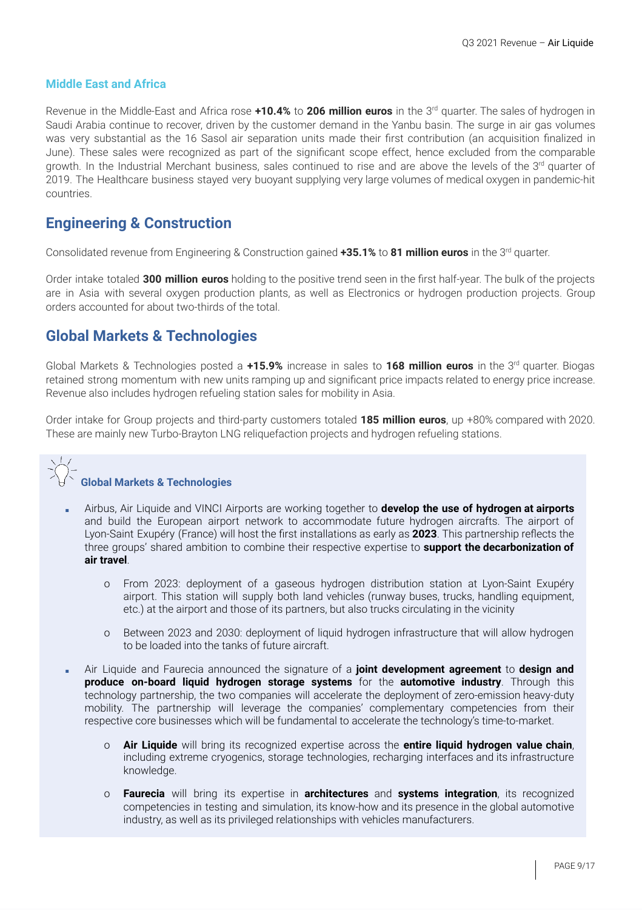### Middle East and Africa

Revenue in the Middle-East and Africa rose **+10.4%** to **206 million euros** in the 3rd quarter. The sales of hydrogen in Saudi Arabia continue to recover, driven by the customer demand in the Yanbu basin. The surge in air gas volumes was very substantial as the 16 Sasol air separation units made their first contribution (an acquisition finalized in June). These sales were recognized as part of the significant scope effect, hence excluded from the comparable growth. In the Industrial Merchant business, sales continued to rise and are above the levels of the 3rd quarter of 2019. The Healthcare business stayed very buoyant supplying very large volumes of medical oxygen in pandemic-hit countries.

## Engineering & Construction

Consolidated revenue from Engineering & Construction gained **+35.1%** to **81 million euros** in the 3rd quarter.

Order intake totaled **300 million euros** holding to the positive trend seen in the first half-year. The bulk of the projects are in Asia with several oxygen production plants, as well as Electronics or hydrogen production projects. Group orders accounted for about two-thirds of the total.

## Global Markets & Technologies

Global Markets & Technologies posted a **+15.9%** increase in sales to **168 million euros** in the 3rd quarter. Biogas retained strong momentum with new units ramping up and significant price impacts related to energy price increase. Revenue also includes hydrogen refueling station sales for mobility in Asia.

Order intake for Group projects and third-party customers totaled **185 million euros**, up +80% compared with 2020. These are mainly new Turbo-Brayton LNG reliquefaction projects and hydrogen refueling stations.

### Global Markets & Technologies

- Airbus, Air Liquide and VINCI Airports are working together to **develop the use of hydrogen at airports** and build the European airport network to accommodate future hydrogen aircrafts. The airport of Lyon-Saint Exupéry (France) will host the first installations as early as **2023**. This partnership reflects the three groups' shared ambition to combine their respective expertise to **support the decarbonization of air travel**.
    - From 2023: deployment of a gaseous hydrogen distribution station at Lyon-Saint Exupéry airport. This station will supply both land vehicles (runway buses, trucks, handling equipment, etc.) at the airport and those of its partners, but also trucks circulating in the vicinity
    - Between 2023 and 2030: deployment of liquid hydrogen infrastructure that will allow hydrogen to be loaded into the tanks of future aircraft.
- Air Liquide and Faurecia announced the signature of a **joint development agreement** to **design and produce on-board liquid hydrogen storage systems** for the **automotive industry**. Through this technology partnership, the two companies will accelerate the deployment of zero-emission heavy-duty mobility. The partnership will leverage the companies' complementary competencies from their respective core businesses which will be fundamental to accelerate the technology's time-to-market.
    - **Air Liquide** will bring its recognized expertise across the **entire liquid hydrogen value chain**, including extreme cryogenics, storage technologies, recharging interfaces and its infrastructure knowledge.
    - **Faurecia** will bring its expertise in **architectures** and **systems integration**, its recognized competencies in testing and simulation, its know-how and its presence in the global automotive industry, as well as its privileged relationships with vehicles manufacturers.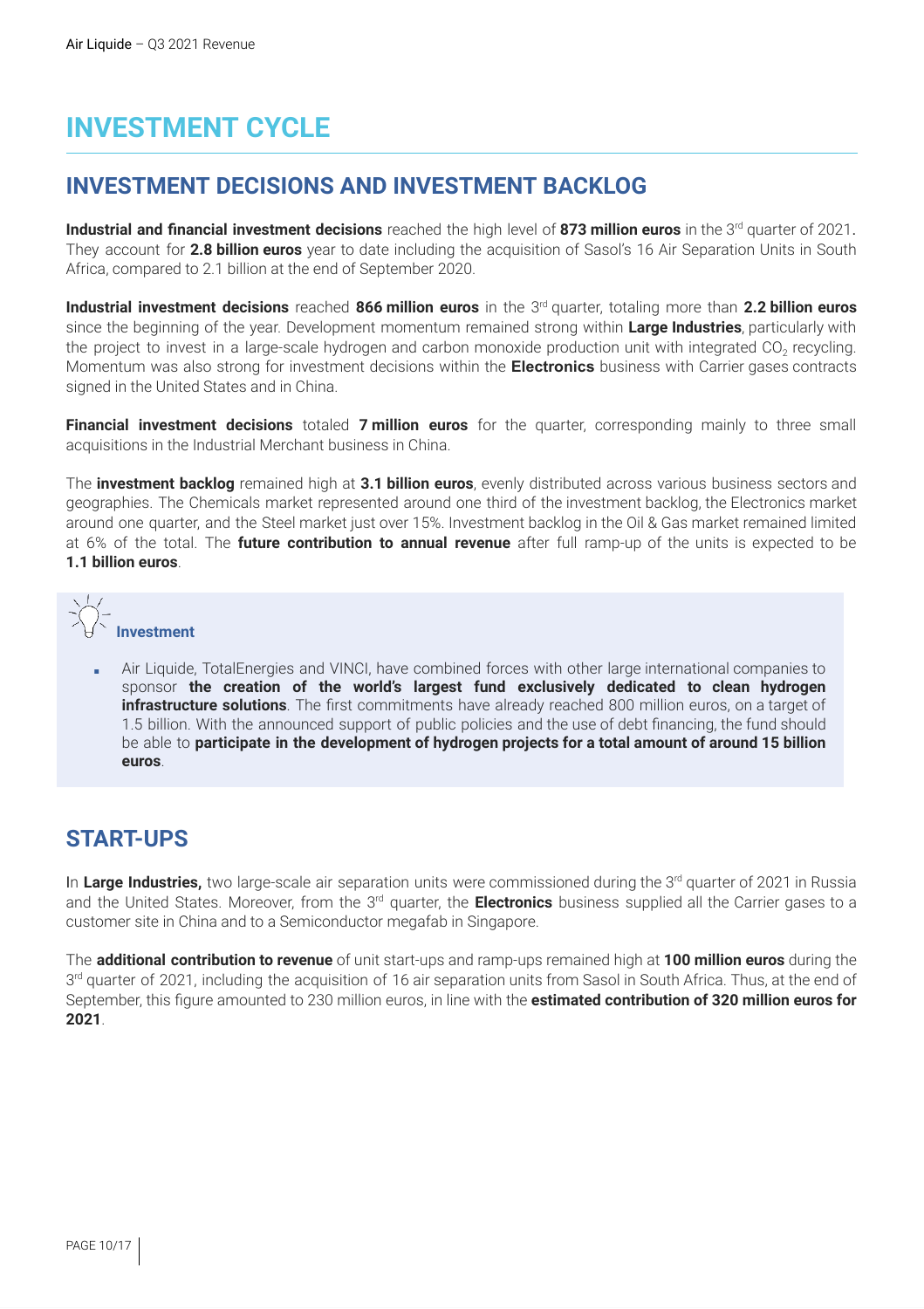# INVESTMENT CYCLE

## INVESTMENT DECISIONS AND INVESTMENT BACKLOG

**Industrial and financial investment decisions** reached the high level of **873 million euros** in the 3rd quarter of 2021. They account for **2.8 billion euros** year to date including the acquisition of Sasol's 16 Air Separation Units in South Africa, compared to 2.1 billion at the end of September 2020.

**Industrial investment decisions** reached **866 million euros** in the 3rd quarter, totaling more than **2.2 billion euros** since the beginning of the year. Development momentum remained strong within **Large Industries**, particularly with the project to invest in a large-scale hydrogen and carbon monoxide production unit with integrated $CO_2$ recycling. Momentum was also strong for investment decisions within the **Electronics** business with Carrier gases contracts signed in the United States and in China.

**Financial investment decisions** totaled **7 million euros** for the quarter, corresponding mainly to three small acquisitions in the Industrial Merchant business in China.

The **investment backlog** remained high at **3.1 billion euros**, evenly distributed across various business sectors and geographies. The Chemicals market represented around one third of the investment backlog, the Electronics market around one quarter, and the Steel market just over 15%. Investment backlog in the Oil & Gas market remained limited at 6% of the total. The **future contribution to annual revenue** after full ramp-up of the units is expected to be **1.1 billion euros**.

**Investment**

- Air Liquide, TotalEnergies and VINCI, have combined forces with other large international companies to sponsor **the creation of the world's largest fund exclusively dedicated to clean hydrogen infrastructure solutions**. The first commitments have already reached 800 million euros, on a target of 1.5 billion. With the announced support of public policies and the use of debt financing, the fund should be able to **participate in the development of hydrogen projects for a total amount of around 15 billion euros**.

## START-UPS

In **Large Industries,** two large-scale air separation units were commissioned during the 3rd quarter of 2021 in Russia and the United States. Moreover, from the 3rd quarter, the **Electronics** business supplied all the Carrier gases to a customer site in China and to a Semiconductor megafab in Singapore.

The **additional contribution to revenue** of unit start-ups and ramp-ups remained high at **100 million euros** during the 3rd quarter of 2021, including the acquisition of 16 air separation units from Sasol in South Africa. Thus, at the end of September, this figure amounted to 230 million euros, in line with the **estimated contribution of 320 million euros for 2021**.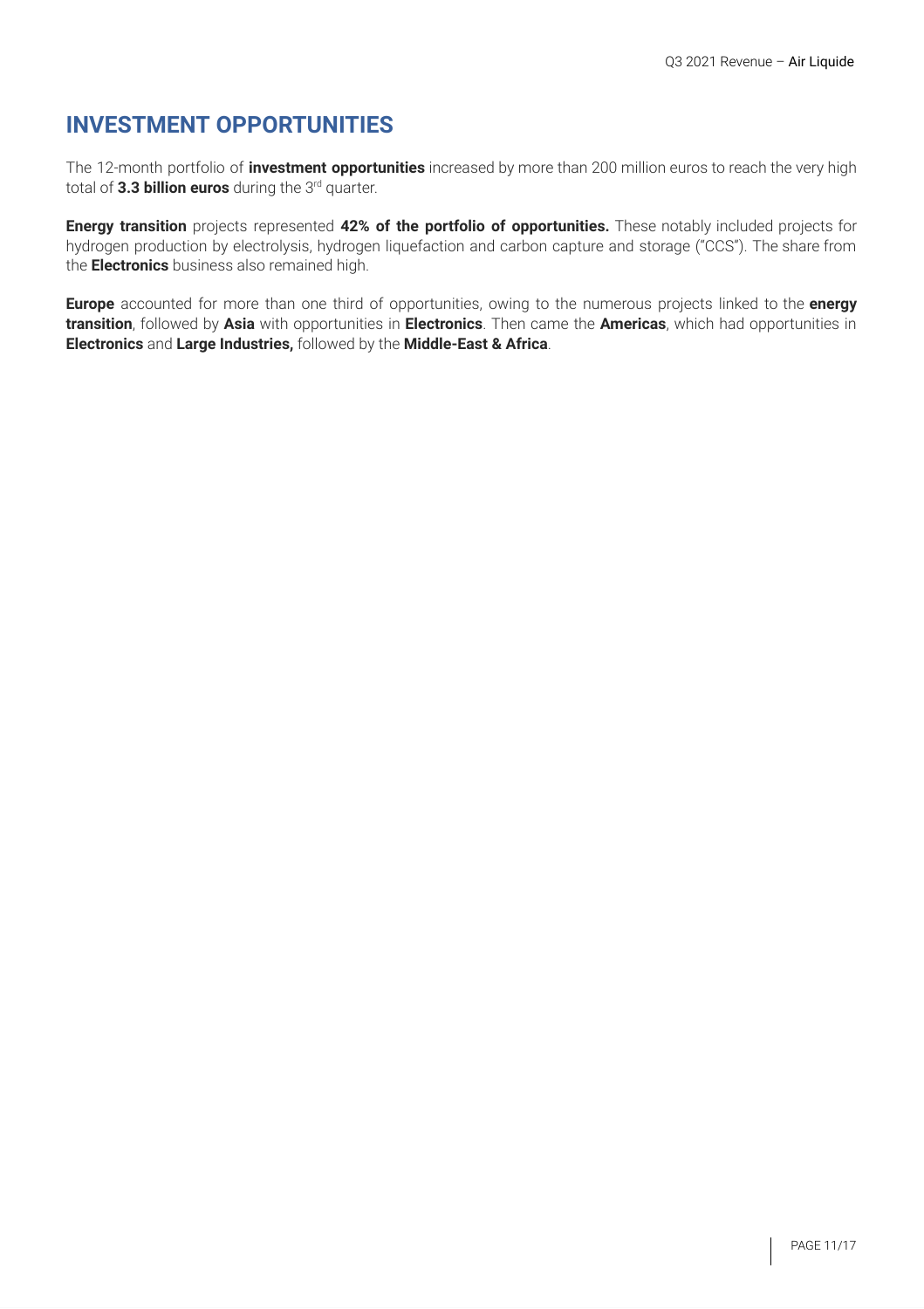## INVESTMENT OPPORTUNITIES

The 12-month portfolio of **investment opportunities** increased by more than 200 million euros to reach the very high total of **3.3 billion euros** during the 3rd quarter.

**Energy transition** projects represented **42% of the portfolio of opportunities.** These notably included projects for hydrogen production by electrolysis, hydrogen liquefaction and carbon capture and storage ("CCS"). The share from the **Electronics** business also remained high.

**Europe** accounted for more than one third of opportunities, owing to the numerous projects linked to the **energy transition**, followed by **Asia** with opportunities in **Electronics**. Then came the **Americas**, which had opportunities in **Electronics** and **Large Industries,** followed by the **Middle-East & Africa**.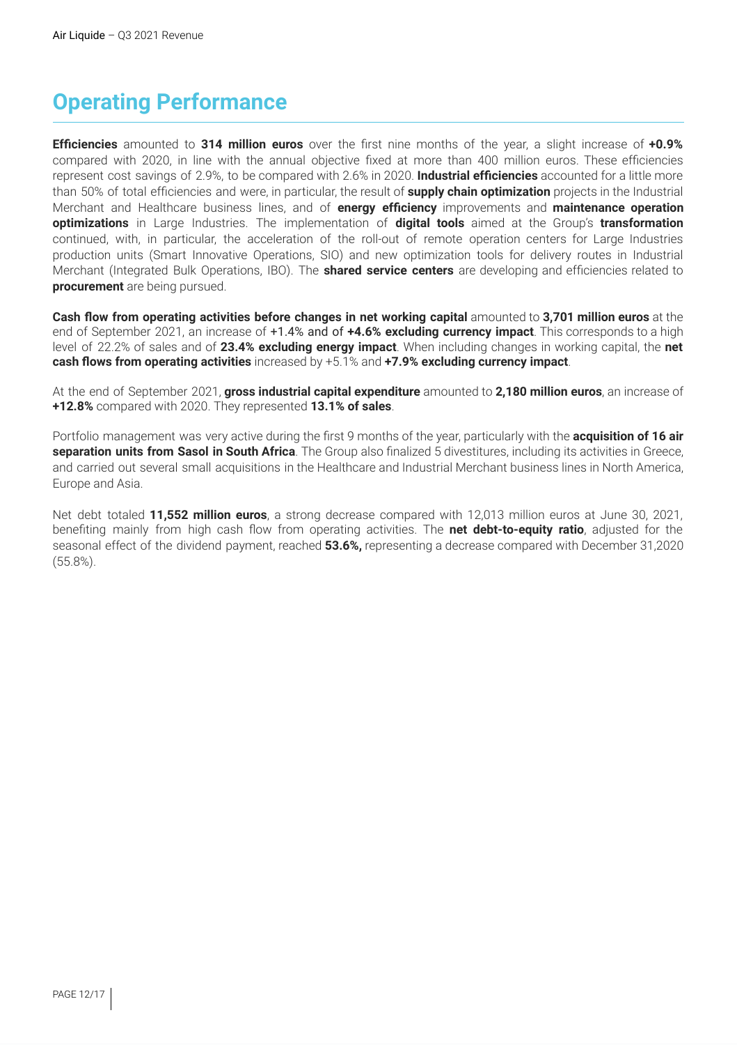# Operating Performance

**Efficiencies** amounted to **314 million euros** over the first nine months of the year, a slight increase of **+0.9%** compared with 2020, in line with the annual objective fixed at more than 400 million euros. These efficiencies represent cost savings of 2.9%, to be compared with 2.6% in 2020. **Industrial efficiencies** accounted for a little more than 50% of total efficiencies and were, in particular, the result of **supply chain optimization** projects in the Industrial Merchant and Healthcare business lines, and of **energy efficiency** improvements and **maintenance operation optimizations** in Large Industries. The implementation of **digital tools** aimed at the Group's **transformation** continued, with, in particular, the acceleration of the roll-out of remote operation centers for Large Industries production units (Smart Innovative Operations, SIO) and new optimization tools for delivery routes in Industrial Merchant (Integrated Bulk Operations, IBO). The **shared service centers** are developing and efficiencies related to **procurement** are being pursued.

**Cash flow from operating activities before changes in net working capital** amounted to **3,701 million euros** at the end of September 2021, an increase of +1.4% and of **+4.6% excluding currency impact**. This corresponds to a high level of 22.2% of sales and of **23.4% excluding energy impact**. When including changes in working capital, the **net cash flows from operating activities** increased by +5.1% and **+7.9% excluding currency impact**.

At the end of September 2021, **gross industrial capital expenditure** amounted to **2,180 million euros**, an increase of **+12.8%** compared with 2020. They represented **13.1% of sales**.

Portfolio management was very active during the first 9 months of the year, particularly with the **acquisition of 16 air separation units from Sasol in South Africa**. The Group also finalized 5 divestitures, including its activities in Greece, and carried out several small acquisitions in the Healthcare and Industrial Merchant business lines in North America, Europe and Asia.

Net debt totaled **11,552 million euros**, a strong decrease compared with 12,013 million euros at June 30, 2021, benefiting mainly from high cash flow from operating activities. The **net debt-to-equity ratio**, adjusted for the seasonal effect of the dividend payment, reached **53.6%,** representing a decrease compared with December 31,2020 (55.8%).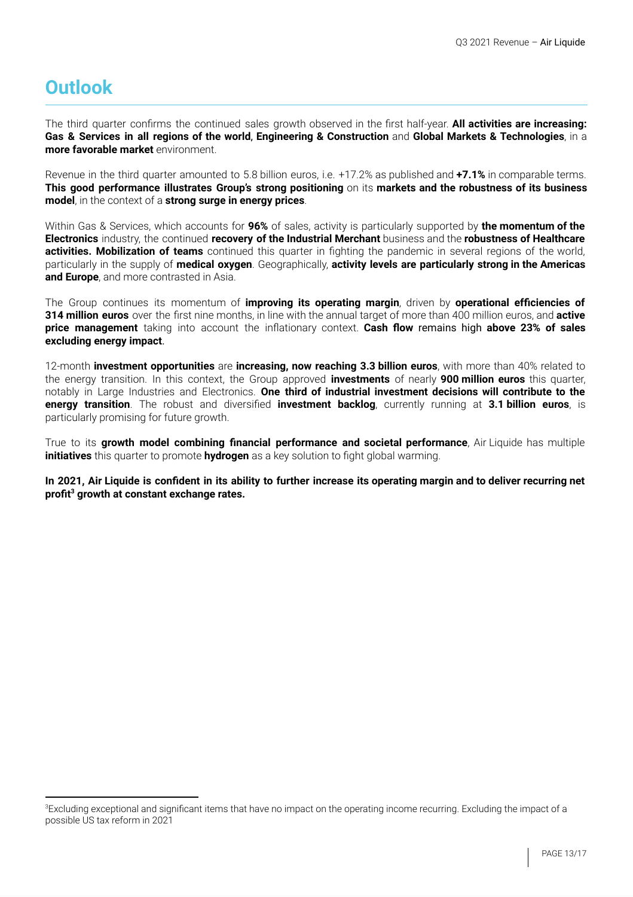# Outlook

The third quarter confirms the continued sales growth observed in the first half-year. **All activities are increasing: Gas & Services in all regions of the world**, **Engineering & Construction** and **Global Markets & Technologies**, in a **more favorable market** environment.

Revenue in the third quarter amounted to 5.8 billion euros, i.e. +17.2% as published and **+7.1%** in comparable terms. **This good performance illustrates Group's strong positioning** on its **markets and the robustness of its business model**, in the context of a **strong surge in energy prices**.

Within Gas & Services, which accounts for **96%** of sales, activity is particularly supported by **the momentum of the Electronics** industry, the continued **recovery of the Industrial Merchant** business and the **robustness of Healthcare activities. Mobilization of teams** continued this quarter in fighting the pandemic in several regions of the world, particularly in the supply of **medical oxygen**. Geographically, **activity levels are particularly strong in the Americas and Europe**, and more contrasted in Asia.

The Group continues its momentum of **improving its operating margin**, driven by **operational efficiencies of 314 million euros** over the first nine months, in line with the annual target of more than 400 million euros, and **active price management** taking into account the inflationary context. **Cash flow** remains high **above 23% of sales excluding energy impact**.

12-month **investment opportunities** are **increasing, now reaching 3.3 billion euros**, with more than 40% related to the energy transition. In this context, the Group approved **investments** of nearly **900 million euros** this quarter, notably in Large Industries and Electronics. **One third of industrial investment decisions will contribute to the energy transition**. The robust and diversified **investment backlog**, currently running at **3.1 billion euros**, is particularly promising for future growth.

True to its **growth model combining financial performance and societal performance**, Air Liquide has multiple **initiatives** this quarter to promote **hydrogen** as a key solution to fight global warming.

**In 2021, Air Liquide is confident in its ability to further increase its operating margin and to deliver recurring net profit[3] growth at constant exchange rates.**

---

[3]Excluding exceptional and significant items that have no impact on the operating income recurring. Excluding the impact of a possible US tax reform in 2021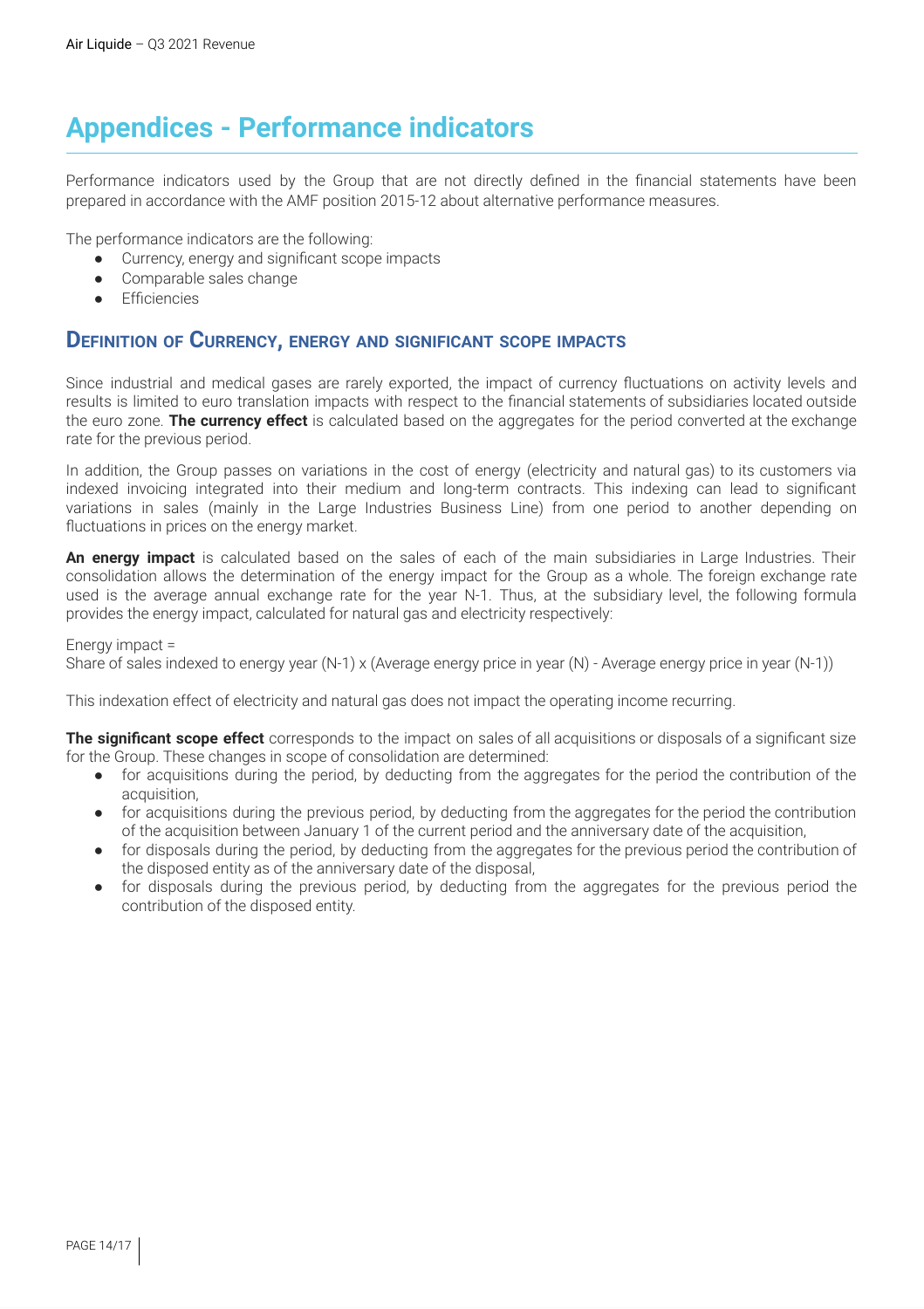# Appendices - Performance indicators

Performance indicators used by the Group that are not directly defined in the financial statements have been prepared in accordance with the AMF position 2015-12 about alternative performance measures.

The performance indicators are the following:

- Currency, energy and significant scope impacts
- Comparable sales change
- Efficiencies

## Definition of Currency, energy and significant scope impacts

Since industrial and medical gases are rarely exported, the impact of currency fluctuations on activity levels and results is limited to euro translation impacts with respect to the financial statements of subsidiaries located outside the euro zone. **The currency effect** is calculated based on the aggregates for the period converted at the exchange rate for the previous period.

In addition, the Group passes on variations in the cost of energy (electricity and natural gas) to its customers via indexed invoicing integrated into their medium and long-term contracts. This indexing can lead to significant variations in sales (mainly in the Large Industries Business Line) from one period to another depending on fluctuations in prices on the energy market.

**An energy impact** is calculated based on the sales of each of the main subsidiaries in Large Industries. Their consolidation allows the determination of the energy impact for the Group as a whole. The foreign exchange rate used is the average annual exchange rate for the year N-1. Thus, at the subsidiary level, the following formula provides the energy impact, calculated for natural gas and electricity respectively:

Energy impact =
Share of sales indexed to energy year (N-1) x (Average energy price in year (N) - Average energy price in year (N-1))

This indexation effect of electricity and natural gas does not impact the operating income recurring.

**The significant scope effect** corresponds to the impact on sales of all acquisitions or disposals of a significant size for the Group. These changes in scope of consolidation are determined:

- for acquisitions during the period, by deducting from the aggregates for the period the contribution of the acquisition,
- for acquisitions during the previous period, by deducting from the aggregates for the period the contribution of the acquisition between January 1 of the current period and the anniversary date of the acquisition,
- for disposals during the period, by deducting from the aggregates for the previous period the contribution of the disposed entity as of the anniversary date of the disposal,
- for disposals during the previous period, by deducting from the aggregates for the previous period the contribution of the disposed entity.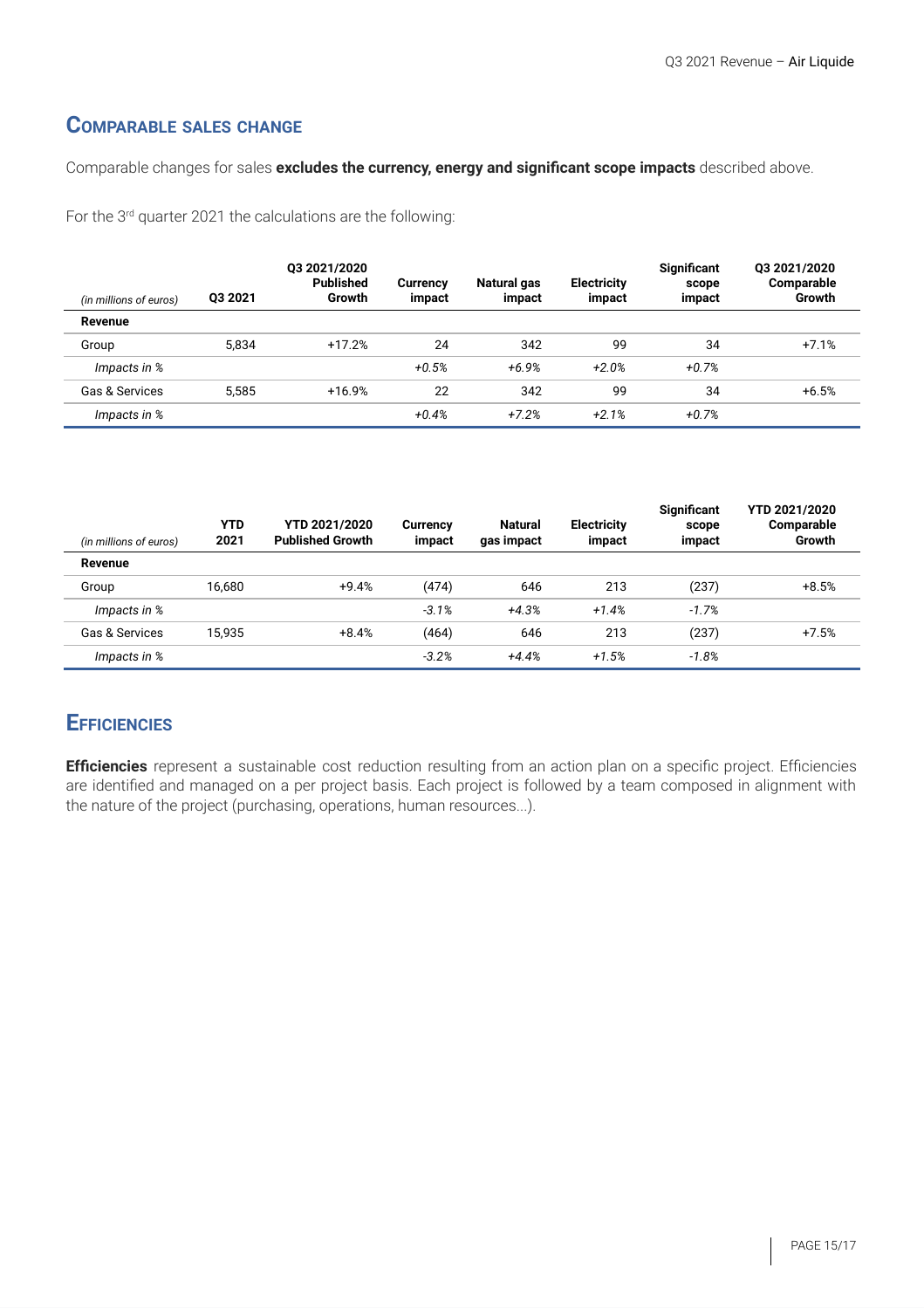## Comparable sales change

Comparable changes for sales **excludes the currency, energy and significant scope impacts** described above.

For the 3rd quarter 2021 the calculations are the following:

| *(in millions of euros)* | Q3 2021 | Q3 2021/2020 Published Growth | Currency impact | Natural gas impact | Electricity impact | Significant scope impact | Q3 2021/2020 Comparable Growth |
|---|---|---|---|---|---|---|---|
| **Revenue** | | | | | | | |
| Group | 5,834 | +17.2% | 24 | 342 | 99 | 34 | +7.1% |
| *Impacts in %* | | | *+0.5%* | *+6.9%* | *+2.0%* | *+0.7%* | |
| Gas & Services | 5,585 | +16.9% | 22 | 342 | 99 | 34 | +6.5% |
| *Impacts in %* | | | *+0.4%* | *+7.2%* | *+2.1%* | *+0.7%* | |

| *(in millions of euros)* | YTD 2021 | YTD 2021/2020 Published Growth | Currency impact | Natural gas impact | Electricity impact | Significant scope impact | YTD 2021/2020 Comparable Growth |
|---|---|---|---|---|---|---|---|
| **Revenue** | | | | | | | |
| Group | 16,680 | +9.4% | (474) | 646 | 213 | (237) | +8.5% |
| *Impacts in %* | | | *-3.1%* | *+4.3%* | *+1.4%* | *-1.7%* | |
| Gas & Services | 15,935 | +8.4% | (464) | 646 | 213 | (237) | +7.5% |
| *Impacts in %* | | | *-3.2%* | *+4.4%* | *+1.5%* | *-1.8%* | |

## Efficiencies

**Efficiencies** represent a sustainable cost reduction resulting from an action plan on a specific project. Efficiencies are identified and managed on a per project basis. Each project is followed by a team composed in alignment with the nature of the project (purchasing, operations, human resources...).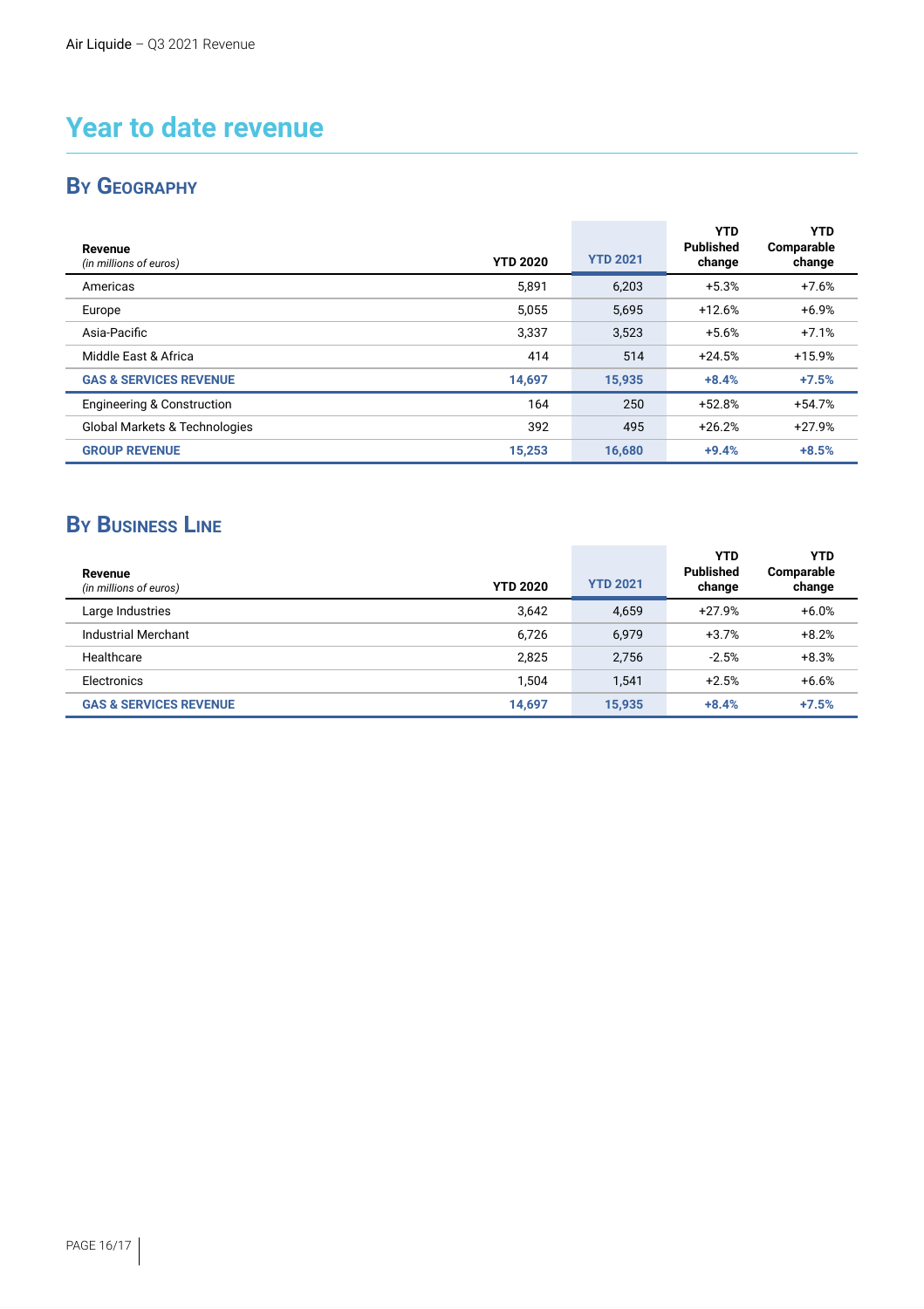# Year to date revenue

## By Geography

| Revenue *(in millions of euros)* | YTD 2020 | YTD 2021 | YTD Published change | YTD Comparable change |
|---|---|---|---|---|
| Americas | 5,891 | 6,203 | +5.3% | +7.6% |
| Europe | 5,055 | 5,695 | +12.6% | +6.9% |
| Asia-Pacific | 3,337 | 3,523 | +5.6% | +7.1% |
| Middle East & Africa | 414 | 514 | +24.5% | +15.9% |
| **GAS & SERVICES REVENUE** | **14,697** | **15,935** | **+8.4%** | **+7.5%** |
| Engineering & Construction | 164 | 250 | +52.8% | +54.7% |
| Global Markets & Technologies | 392 | 495 | +26.2% | +27.9% |
| **GROUP REVENUE** | **15,253** | **16,680** | **+9.4%** | **+8.5%** |

## By Business Line

| Revenue *(in millions of euros)* | YTD 2020 | YTD 2021 | YTD Published change | YTD Comparable change |
|---|---|---|---|---|
| Large Industries | 3,642 | 4,659 | +27.9% | +6.0% |
| Industrial Merchant | 6,726 | 6,979 | +3.7% | +8.2% |
| Healthcare | 2,825 | 2,756 | -2.5% | +8.3% |
| Electronics | 1,504 | 1,541 | +2.5% | +6.6% |
| **GAS & SERVICES REVENUE** | **14,697** | **15,935** | **+8.4%** | **+7.5%** |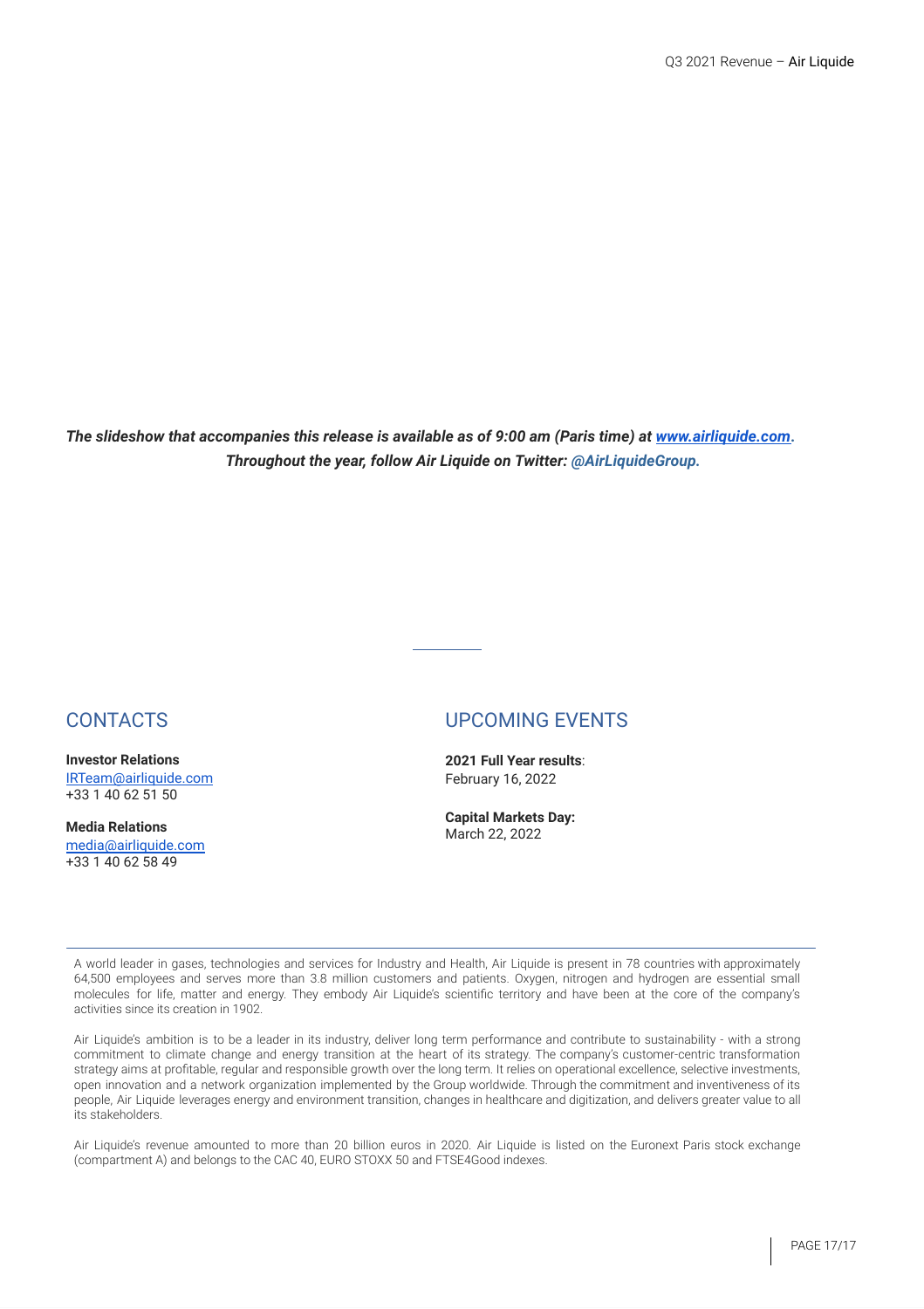***The slideshow that accompanies this release is available as of 9:00 am (Paris time) at [www.airliquide.com](http://www.airliquide.com).***
***Throughout the year, follow Air Liquide on Twitter: @AirLiquideGroup.***

## CONTACTS

**Investor Relations**
[IRTeam@airliquide.com](mailto:IRTeam@airliquide.com)
+33 1 40 62 51 50

**Media Relations**
[media@airliquide.com](mailto:media@airliquide.com)
+33 1 40 62 58 49

## UPCOMING EVENTS

**2021 Full Year results**:
February 16, 2022

**Capital Markets Day:**
March 22, 2022

---

A world leader in gases, technologies and services for Industry and Health, Air Liquide is present in 78 countries with approximately 64,500 employees and serves more than 3.8 million customers and patients. Oxygen, nitrogen and hydrogen are essential small molecules for life, matter and energy. They embody Air Liquide's scientific territory and have been at the core of the company's activities since its creation in 1902.

Air Liquide's ambition is to be a leader in its industry, deliver long term performance and contribute to sustainability - with a strong commitment to climate change and energy transition at the heart of its strategy. The company's customer-centric transformation strategy aims at profitable, regular and responsible growth over the long term. It relies on operational excellence, selective investments, open innovation and a network organization implemented by the Group worldwide. Through the commitment and inventiveness of its people, Air Liquide leverages energy and environment transition, changes in healthcare and digitization, and delivers greater value to all its stakeholders.

Air Liquide's revenue amounted to more than 20 billion euros in 2020. Air Liquide is listed on the Euronext Paris stock exchange (compartment A) and belongs to the CAC 40, EURO STOXX 50 and FTSE4Good indexes.